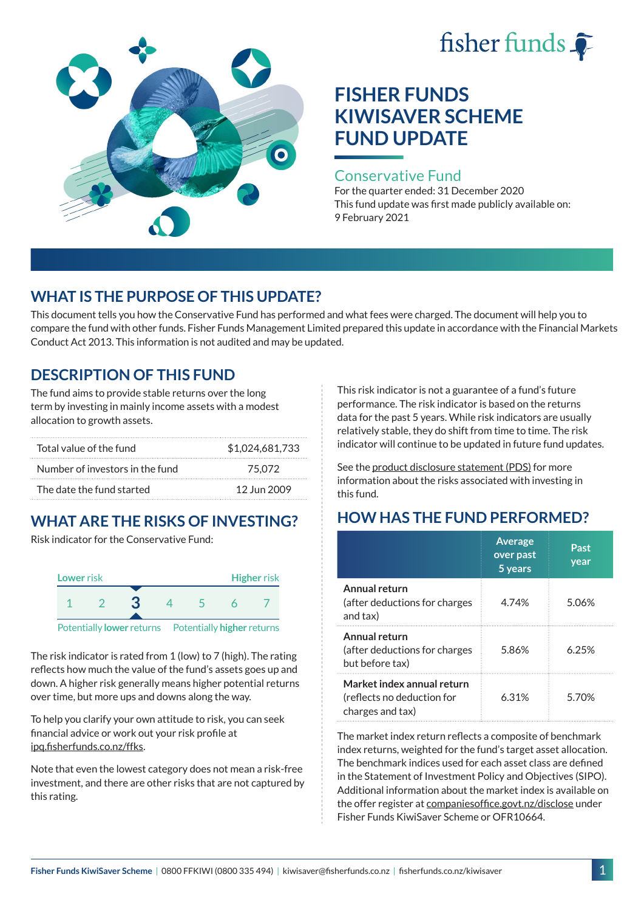fisher funds

# FISHER FUNDS KIWISAVER SCHEME FUND UPDATE

## Conservative Fund

For the quarter ended: 31 December 2020

This fund update was first made publicly available on: 9 February 2021

## WHAT IS THE PURPOSE OF THIS UPDATE?

This document tells you how the Conservative Fund has performed and what fees were charged. The document will help you to compare the fund with other funds. Fisher Funds Management Limited prepared this update in accordance with the Financial Markets Conduct Act 2013. This information is not audited and may be updated.

## DESCRIPTION OF THIS FUND

The fund aims to provide stable returns over the long term by investing in mainly income assets with a modest allocation to growth assets.

| | |
|---|---|
| Total value of the fund | $1,024,681,733 |
| Number of investors in the fund | 75,072 |
| The date the fund started | 12 Jun 2009 |

## WHAT ARE THE RISKS OF INVESTING?

Risk indicator for the Conservative Fund:

Lower risk — Higher risk

1 2 **3** 4 5 6 7

Potentially **lower** returns — Potentially **higher** returns

The risk indicator is rated from 1 (low) to 7 (high). The rating reflects how much the value of the fund's assets goes up and down. A higher risk generally means higher potential returns over time, but more ups and downs along the way.

To help you clarify your own attitude to risk, you can seek financial advice or work out your risk profile at ipq.fisherfunds.co.nz/ffks.

Note that even the lowest category does not mean a risk-free investment, and there are other risks that are not captured by this rating.

This risk indicator is not a guarantee of a fund's future performance. The risk indicator is based on the returns data for the past 5 years. While risk indicators are usually relatively stable, they do shift from time to time. The risk indicator will continue to be updated in future fund updates.

See the product disclosure statement (PDS) for more information about the risks associated with investing in this fund.

## HOW HAS THE FUND PERFORMED?

| | Average over past 5 years | Past year |
|---|---|---|
| **Annual return** (after deductions for charges and tax) | 4.74% | 5.06% |
| **Annual return** (after deductions for charges but before tax) | 5.86% | 6.25% |
| **Market index annual return** (reflects no deduction for charges and tax) | 6.31% | 5.70% |

The market index return reflects a composite of benchmark index returns, weighted for the fund's target asset allocation. The benchmark indices used for each asset class are defined in the Statement of Investment Policy and Objectives (SIPO). Additional information about the market index is available on the offer register at companiesoffice.govt.nz/disclose under Fisher Funds KiwiSaver Scheme or OFR10664.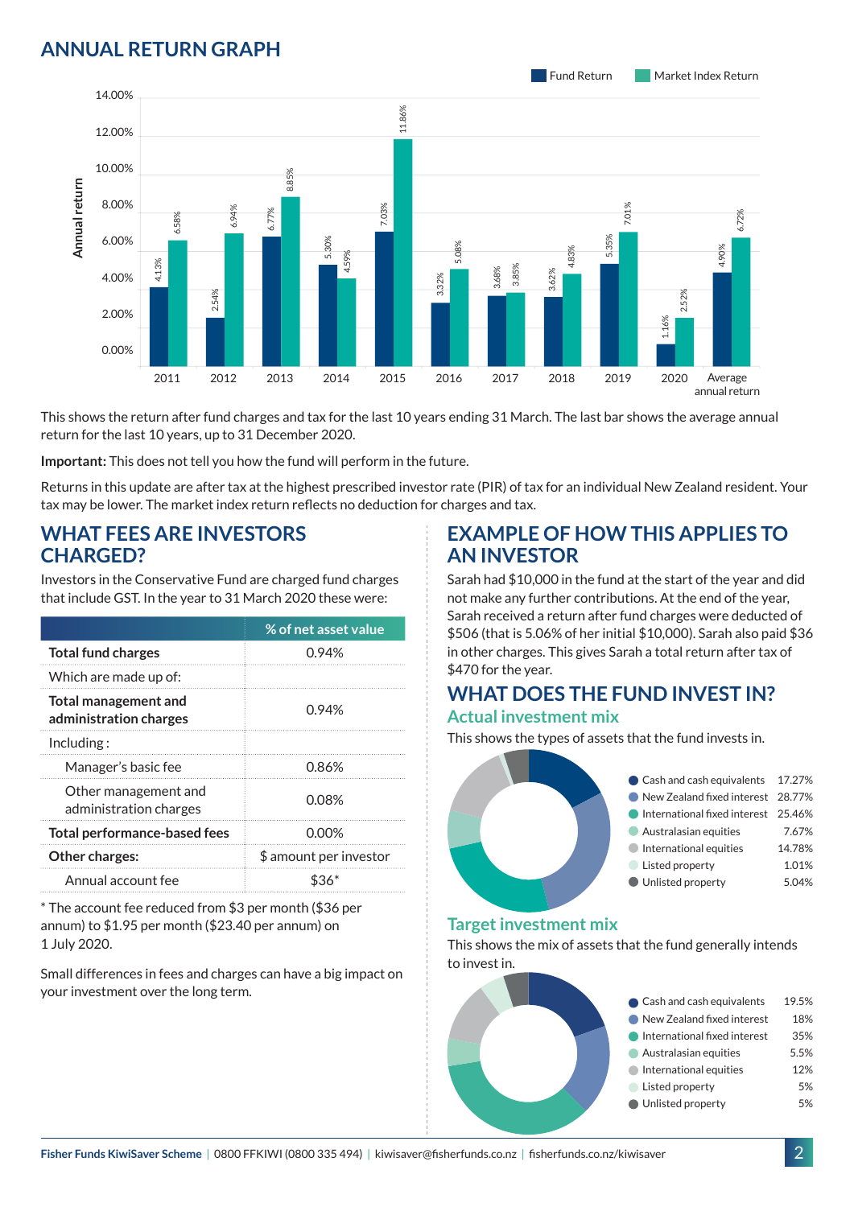## ANNUAL RETURN GRAPH

| Year | Fund Return | Market Index Return |
|---|---|---|
| 2011 | 4.13% | 6.58% |
| 2012 | 2.54% | 6.94% |
| 2013 | 6.77% | 8.85% |
| 2014 | 5.30% | 4.59% |
| 2015 | 7.03% | 11.86% |
| 2016 | 3.32% | 5.08% |
| 2017 | 3.68% | 3.85% |
| 2018 | 3.62% | 4.83% |
| 2019 | 5.35% | 7.01% |
| 2020 | 1.16% | 2.52% |
| Average annual return | 4.90% | 6.72% |

This shows the return after fund charges and tax for the last 10 years ending 31 March. The last bar shows the average annual return for the last 10 years, up to 31 December 2020.

**Important:** This does not tell you how the fund will perform in the future.

Returns in this update are after tax at the highest prescribed investor rate (PIR) of tax for an individual New Zealand resident. Your tax may be lower. The market index return reflects no deduction for charges and tax.

## WHAT FEES ARE INVESTORS CHARGED?

Investors in the Conservative Fund are charged fund charges that include GST. In the year to 31 March 2020 these were:

| | % of net asset value |
|---|---|
| **Total fund charges** | 0.94% |
| Which are made up of: | |
| **Total management and administration charges** | 0.94% |
| Including : | |
| Manager's basic fee | 0.86% |
| Other management and administration charges | 0.08% |
| **Total performance-based fees** | 0.00% |
| **Other charges:** | $ amount per investor |
| Annual account fee | $36* |

* The account fee reduced from $3 per month ($36 per annum) to $1.95 per month ($23.40 per annum) on 1 July 2020.

Small differences in fees and charges can have a big impact on your investment over the long term.

## EXAMPLE OF HOW THIS APPLIES TO AN INVESTOR

Sarah had $10,000 in the fund at the start of the year and did not make any further contributions. At the end of the year, Sarah received a return after fund charges were deducted of $506 (that is 5.06% of her initial $10,000). Sarah also paid $36 in other charges. This gives Sarah a total return after tax of $470 for the year.

## WHAT DOES THE FUND INVEST IN?

### Actual investment mix

This shows the types of assets that the fund invests in.

| Asset | % |
|---|---|
| Cash and cash equivalents | 17.27% |
| New Zealand fixed interest | 28.77% |
| International fixed interest | 25.46% |
| Australasian equities | 7.67% |
| International equities | 14.78% |
| Listed property | 1.01% |
| Unlisted property | 5.04% |

### Target investment mix

This shows the mix of assets that the fund generally intends to invest in.

| Asset | % |
|---|---|
| Cash and cash equivalents | 19.5% |
| New Zealand fixed interest | 18% |
| International fixed interest | 35% |
| Australasian equities | 5.5% |
| International equities | 12% |
| Listed property | 5% |
| Unlisted property | 5% |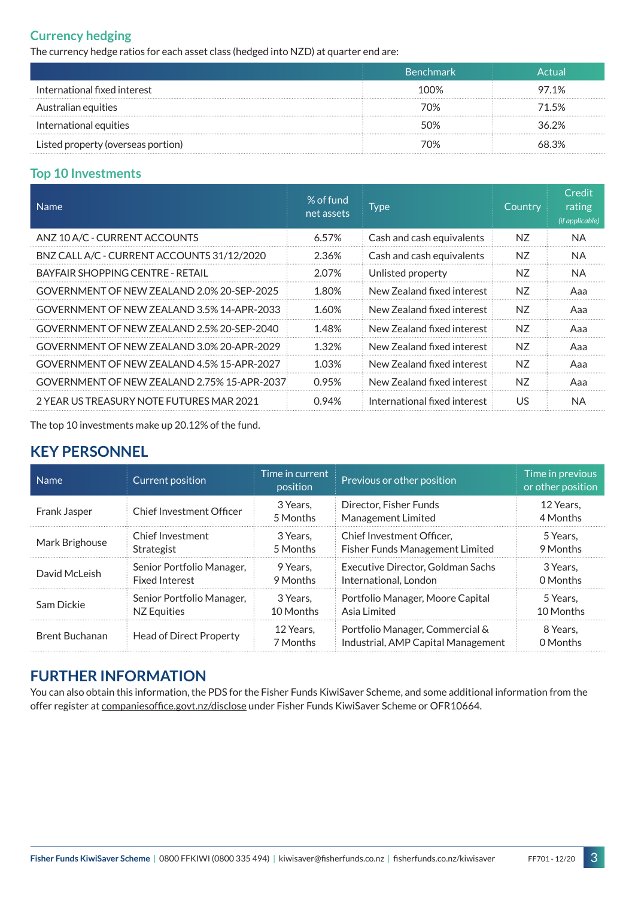## Currency hedging

The currency hedge ratios for each asset class (hedged into NZD) at quarter end are:

| | Benchmark | Actual |
|---|---|---|
| International fixed interest | 100% | 97.1% |
| Australian equities | 70% | 71.5% |
| International equities | 50% | 36.2% |
| Listed property (overseas portion) | 70% | 68.3% |

## Top 10 Investments

| Name | % of fund net assets | Type | Country | Credit rating *(if applicable)* |
|---|---|---|---|---|
| ANZ 10 A/C - CURRENT ACCOUNTS | 6.57% | Cash and cash equivalents | NZ | NA |
| BNZ CALL A/C - CURRENT ACCOUNTS 31/12/2020 | 2.36% | Cash and cash equivalents | NZ | NA |
| BAYFAIR SHOPPING CENTRE - RETAIL | 2.07% | Unlisted property | NZ | NA |
| GOVERNMENT OF NEW ZEALAND 2.0% 20-SEP-2025 | 1.80% | New Zealand fixed interest | NZ | Aaa |
| GOVERNMENT OF NEW ZEALAND 3.5% 14-APR-2033 | 1.60% | New Zealand fixed interest | NZ | Aaa |
| GOVERNMENT OF NEW ZEALAND 2.5% 20-SEP-2040 | 1.48% | New Zealand fixed interest | NZ | Aaa |
| GOVERNMENT OF NEW ZEALAND 3.0% 20-APR-2029 | 1.32% | New Zealand fixed interest | NZ | Aaa |
| GOVERNMENT OF NEW ZEALAND 4.5% 15-APR-2027 | 1.03% | New Zealand fixed interest | NZ | Aaa |
| GOVERNMENT OF NEW ZEALAND 2.75% 15-APR-2037 | 0.95% | New Zealand fixed interest | NZ | Aaa |
| 2 YEAR US TREASURY NOTE FUTURES MAR 2021 | 0.94% | International fixed interest | US | NA |

The top 10 investments make up 20.12% of the fund.

# KEY PERSONNEL

| Name | Current position | Time in current position | Previous or other position | Time in previous or other position |
|---|---|---|---|---|
| Frank Jasper | Chief Investment Officer | 3 Years, 5 Months | Director, Fisher Funds Management Limited | 12 Years, 4 Months |
| Mark Brighouse | Chief Investment Strategist | 3 Years, 5 Months | Chief Investment Officer, Fisher Funds Management Limited | 5 Years, 9 Months |
| David McLeish | Senior Portfolio Manager, Fixed Interest | 9 Years, 9 Months | Executive Director, Goldman Sachs International, London | 3 Years, 0 Months |
| Sam Dickie | Senior Portfolio Manager, NZ Equities | 3 Years, 10 Months | Portfolio Manager, Moore Capital Asia Limited | 5 Years, 10 Months |
| Brent Buchanan | Head of Direct Property | 12 Years, 7 Months | Portfolio Manager, Commercial & Industrial, AMP Capital Management | 8 Years, 0 Months |

# FURTHER INFORMATION

You can also obtain this information, the PDS for the Fisher Funds KiwiSaver Scheme, and some additional information from the offer register at companiesoffice.govt.nz/disclose under Fisher Funds KiwiSaver Scheme or OFR10664.